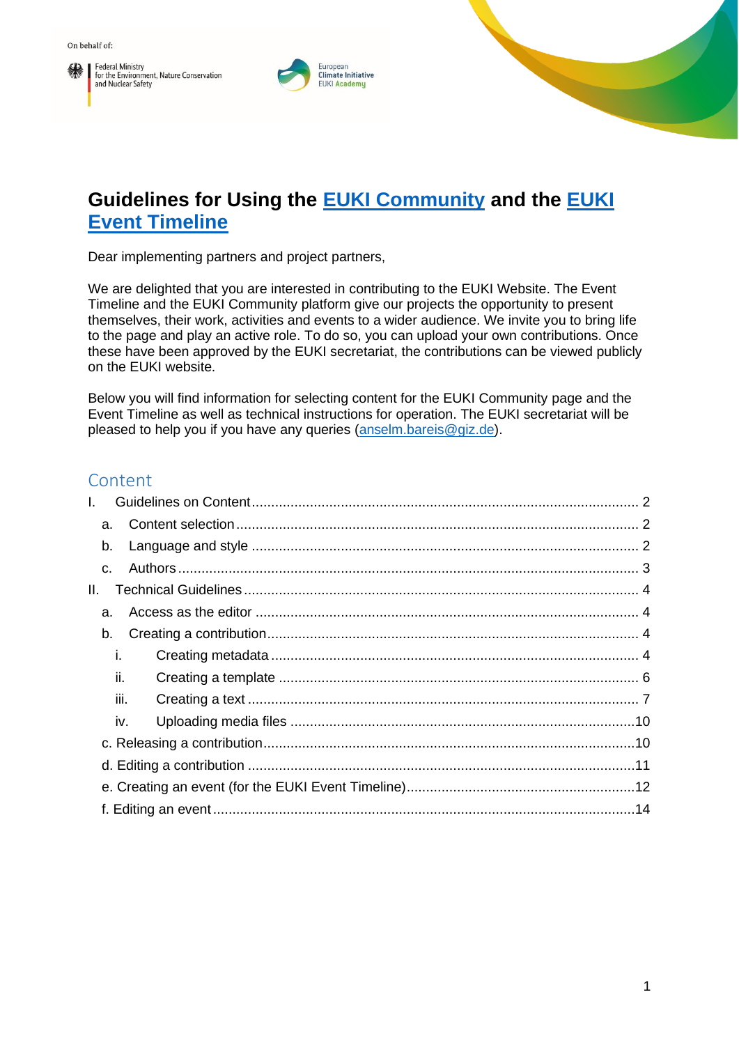On behalf of:

Federal Ministry for the Environment, Nature Conservation and Nuclear Safety

European Climate Initiative EUKI Academy

# Guidelines for Using the EUKI Community and the EUKI Event Timeline

Dear implementing partners and project partners,

We are delighted that you are interested in contributing to the EUKI Website. The Event Timeline and the EUKI Community platform give our projects the opportunity to present themselves, their work, activities and events to a wider audience. We invite you to bring life to the page and play an active role. To do so, you can upload your own contributions. Once these have been approved by the EUKI secretariat, the contributions can be viewed publicly on the EUKI website.

Below you will find information for selecting content for the EUKI Community page and the Event Timeline as well as technical instructions for operation. The EUKI secretariat will be pleased to help you if you have any queries (anselm.bareis@giz.de).

## Content

- I. Guidelines on Content ........ 2
  - a. Content selection ........ 2
  - b. Language and style ........ 2
  - c. Authors ........ 3
- II. Technical Guidelines ........ 4
  - a. Access as the editor ........ 4
  - b. Creating a contribution ........ 4
    - i. Creating metadata ........ 4
    - ii. Creating a template ........ 6
    - iii. Creating a text ........ 7
    - iv. Uploading media files ........ 10
  - c. Releasing a contribution ........ 10
  - d. Editing a contribution ........ 11
  - e. Creating an event (for the EUKI Event Timeline) ........ 12
  - f. Editing an event ........ 14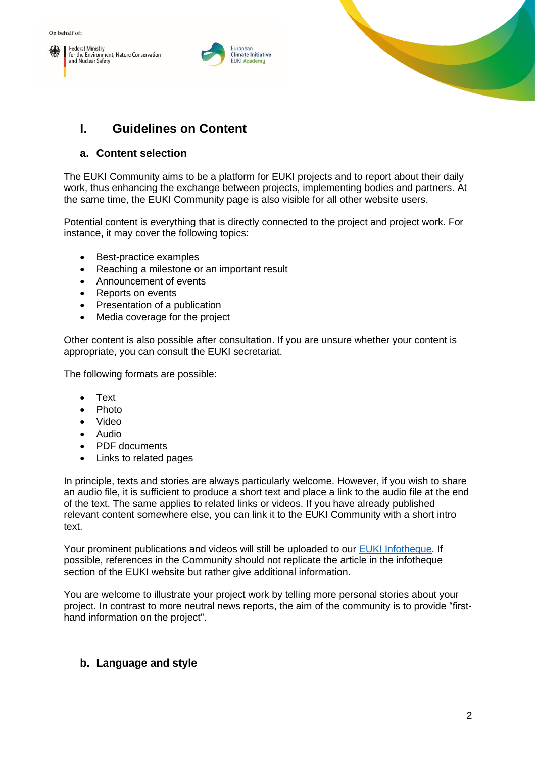# I. Guidelines on Content

## a. Content selection

The EUKI Community aims to be a platform for EUKI projects and to report about their daily work, thus enhancing the exchange between projects, implementing bodies and partners. At the same time, the EUKI Community page is also visible for all other website users.

Potential content is everything that is directly connected to the project and project work. For instance, it may cover the following topics:

- Best-practice examples
- Reaching a milestone or an important result
- Announcement of events
- Reports on events
- Presentation of a publication
- Media coverage for the project

Other content is also possible after consultation. If you are unsure whether your content is appropriate, you can consult the EUKI secretariat.

The following formats are possible:

- Text
- Photo
- Video
- Audio
- PDF documents
- Links to related pages

In principle, texts and stories are always particularly welcome. However, if you wish to share an audio file, it is sufficient to produce a short text and place a link to the audio file at the end of the text. The same applies to related links or videos. If you have already published relevant content somewhere else, you can link it to the EUKI Community with a short intro text.

Your prominent publications and videos will still be uploaded to our EUKI Infotheque. If possible, references in the Community should not replicate the article in the infotheque section of the EUKI website but rather give additional information.

You are welcome to illustrate your project work by telling more personal stories about your project. In contrast to more neutral news reports, the aim of the community is to provide "first-hand information on the project".

## b. Language and style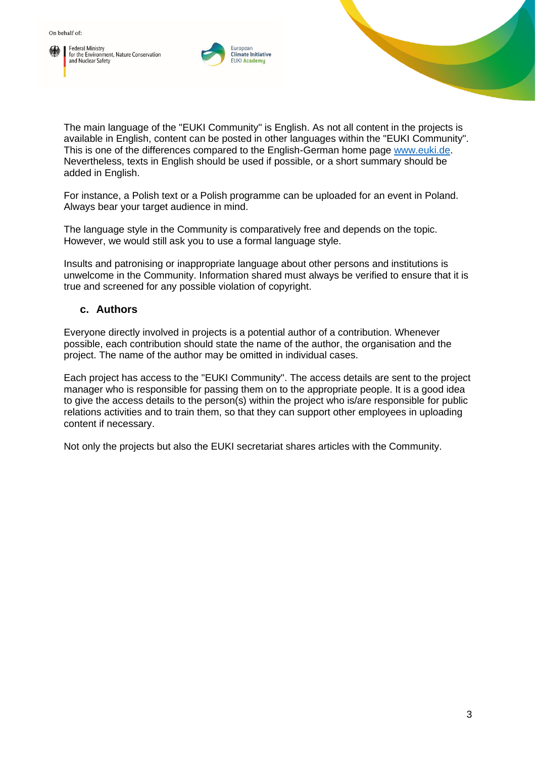The main language of the "EUKI Community" is English. As not all content in the projects is available in English, content can be posted in other languages within the "EUKI Community". This is one of the differences compared to the English-German home page [www.euki.de](http://www.euki.de). Nevertheless, texts in English should be used if possible, or a short summary should be added in English.

For instance, a Polish text or a Polish programme can be uploaded for an event in Poland. Always bear your target audience in mind.

The language style in the Community is comparatively free and depends on the topic. However, we would still ask you to use a formal language style.

Insults and patronising or inappropriate language about other persons and institutions is unwelcome in the Community. Information shared must always be verified to ensure that it is true and screened for any possible violation of copyright.

### c. Authors

Everyone directly involved in projects is a potential author of a contribution. Whenever possible, each contribution should state the name of the author, the organisation and the project. The name of the author may be omitted in individual cases.

Each project has access to the "EUKI Community". The access details are sent to the project manager who is responsible for passing them on to the appropriate people. It is a good idea to give the access details to the person(s) within the project who is/are responsible for public relations activities and to train them, so that they can support other employees in uploading content if necessary.

Not only the projects but also the EUKI secretariat shares articles with the Community.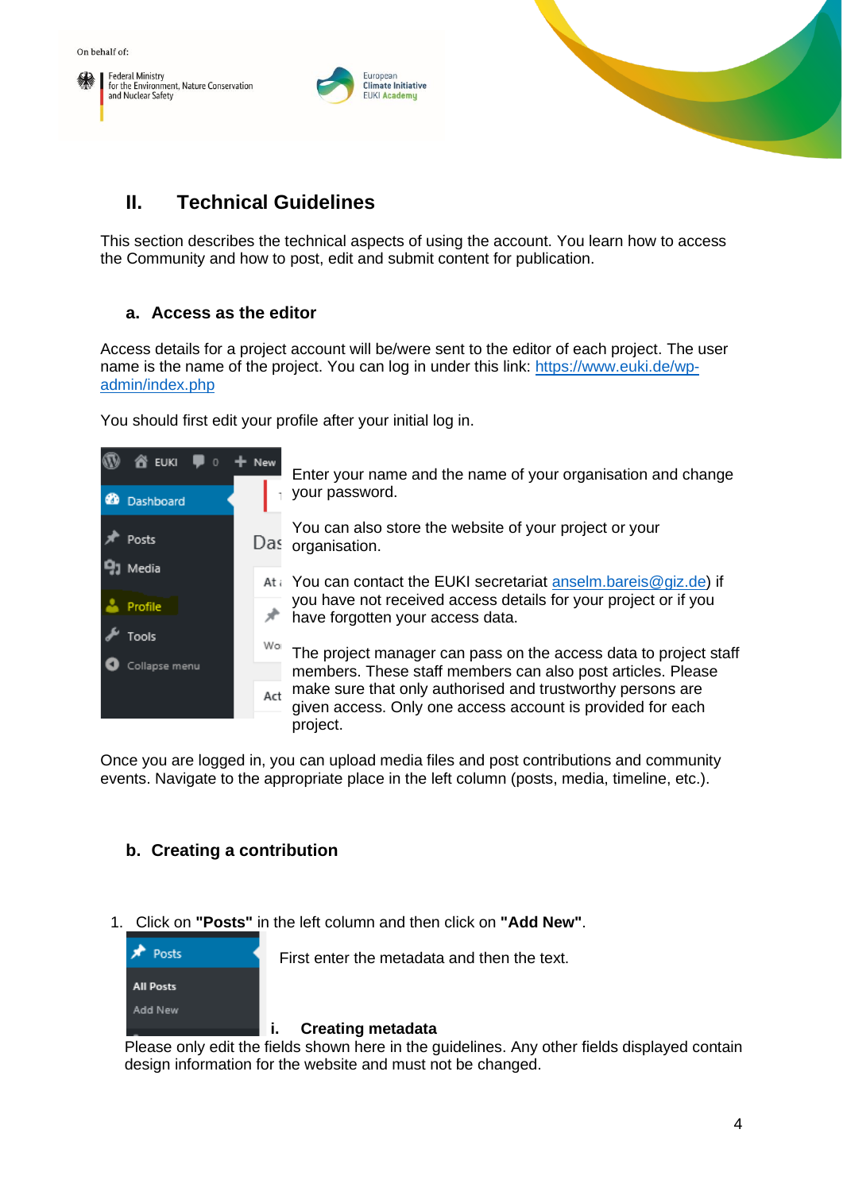## II. Technical Guidelines

This section describes the technical aspects of using the account. You learn how to access the Community and how to post, edit and submit content for publication.

### a. Access as the editor

Access details for a project account will be/were sent to the editor of each project. The user name is the name of the project. You can log in under this link: [https://www.euki.de/wp-admin/index.php](https://www.euki.de/wp-admin/index.php)

You should first edit your profile after your initial log in.

Enter your name and the name of your organisation and change your password.

You can also store the website of your project or your organisation.

You can contact the EUKI secretariat [anselm.bareis@giz.de](mailto:anselm.bareis@giz.de)) if you have not received access details for your project or if you have forgotten your access data.

The project manager can pass on the access data to project staff members. These staff members can also post articles. Please make sure that only authorised and trustworthy persons are given access. Only one access account is provided for each project.

Once you are logged in, you can upload media files and post contributions and community events. Navigate to the appropriate place in the left column (posts, media, timeline, etc.).

### b. Creating a contribution

1. Click on **"Posts"** in the left column and then click on **"Add New"**.

First enter the metadata and then the text.

#### i. Creating metadata

Please only edit the fields shown here in the guidelines. Any other fields displayed contain design information for the website and must not be changed.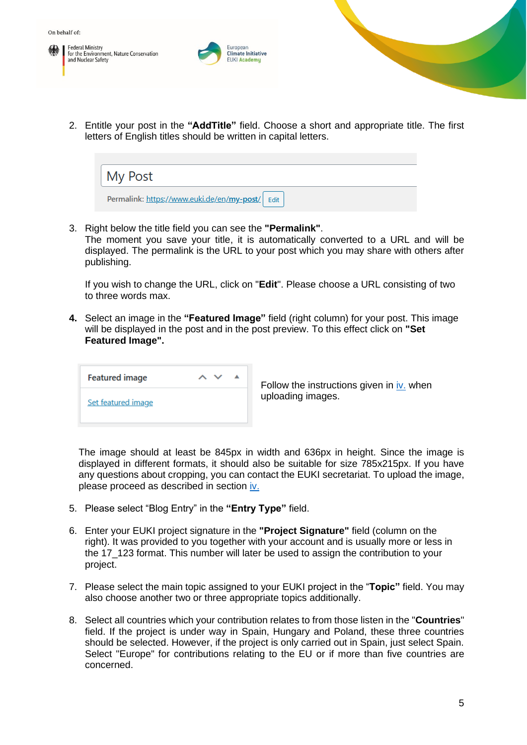2. Entitle your post in the **“AddTitle”** field. Choose a short and appropriate title. The first letters of English titles should be written in capital letters.

   My Post

   Permalink: https://www.euki.de/en/my-post/ Edit

3. Right below the title field you can see the **"Permalink"**.
   The moment you save your title, it is automatically converted to a URL and will be displayed. The permalink is the URL to your post which you may share with others after publishing.

   If you wish to change the URL, click on "**Edit**". Please choose a URL consisting of two to three words max.

4. Select an image in the **“Featured Image”** field (right column) for your post. This image will be displayed in the post and in the post preview. To this effect click on **"Set Featured Image".**

   Featured image

   Set featured image

   Follow the instructions given in iv. when uploading images.

   The image should at least be 845px in width and 636px in height. Since the image is displayed in different formats, it should also be suitable for size 785x215px. If you have any questions about cropping, you can contact the EUKI secretariat. To upload the image, please proceed as described in section iv.

5. Please select “Blog Entry” in the **“Entry Type”** field.

6. Enter your EUKI project signature in the **"Project Signature"** field (column on the right). It was provided to you together with your account and is usually more or less in the 17_123 format. This number will later be used to assign the contribution to your project.

7. Please select the main topic assigned to your EUKI project in the “**Topic”** field. You may also choose another two or three appropriate topics additionally.

8. Select all countries which your contribution relates to from those listen in the "**Countries**" field. If the project is under way in Spain, Hungary and Poland, these three countries should be selected. However, if the project is only carried out in Spain, just select Spain. Select "Europe" for contributions relating to the EU or if more than five countries are concerned.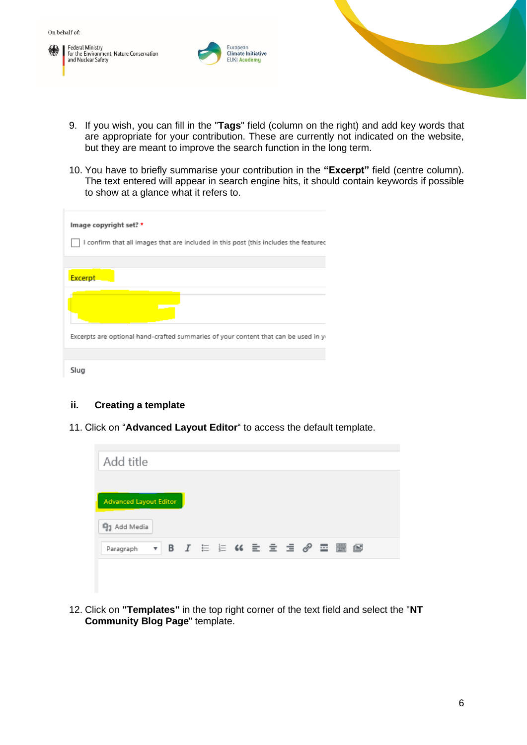9. If you wish, you can fill in the "**Tags**" field (column on the right) and add key words that are appropriate for your contribution. These are currently not indicated on the website, but they are meant to improve the search function in the long term.

10. You have to briefly summarise your contribution in the **"Excerpt"** field (centre column). The text entered will appear in search engine hits, it should contain keywords if possible to show at a glance what it refers to.

### ii. Creating a template

11. Click on "**Advanced Layout Editor**" to access the default template.

12. Click on **"Templates"** in the top right corner of the text field and select the "**NT Community Blog Page**" template.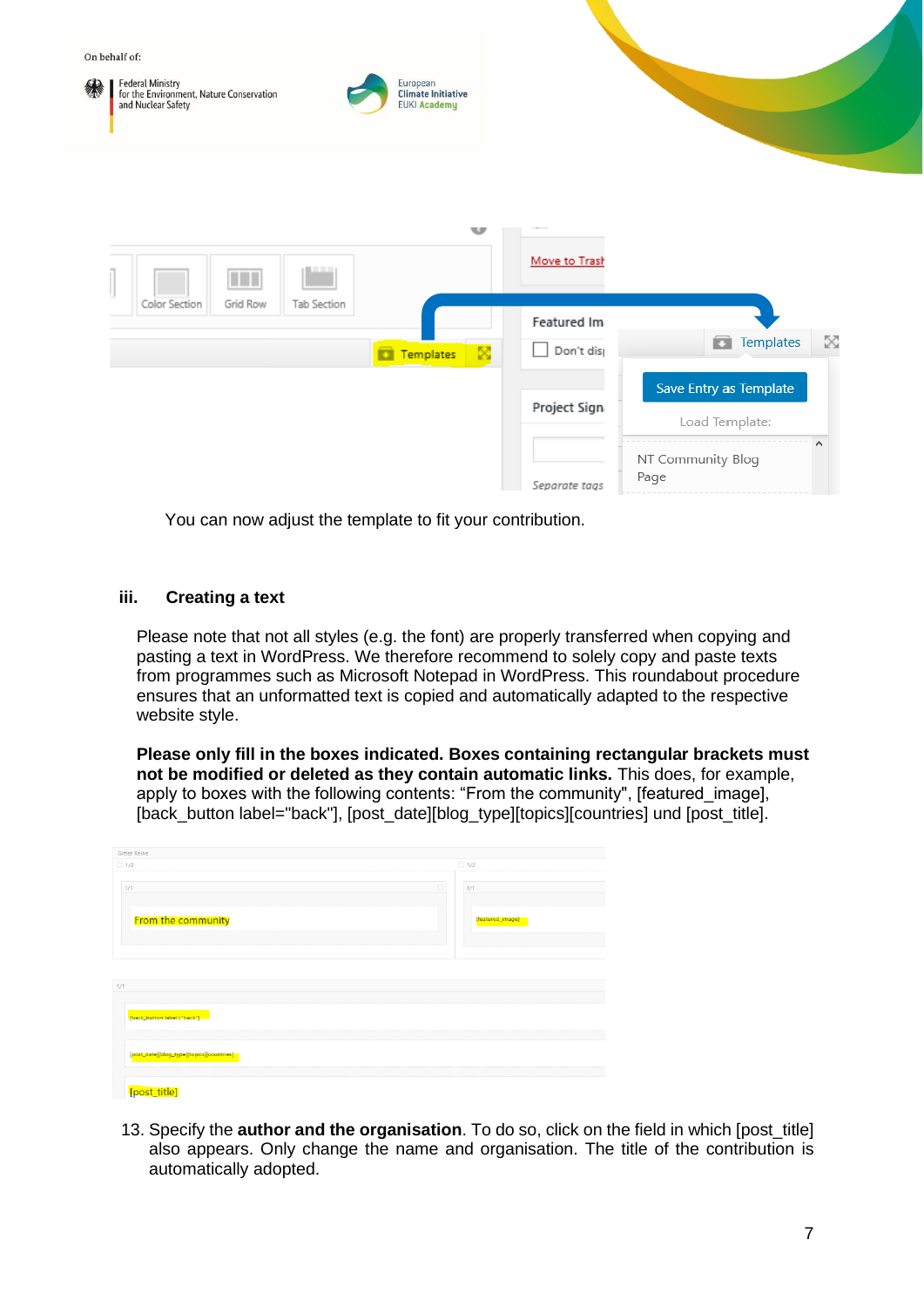You can now adjust the template to fit your contribution.

### iii. Creating a text

Please note that not all styles (e.g. the font) are properly transferred when copying and pasting a text in WordPress. We therefore recommend to solely copy and paste texts from programmes such as Microsoft Notepad in WordPress. This roundabout procedure ensures that an unformatted text is copied and automatically adapted to the respective website style.

**Please only fill in the boxes indicated. Boxes containing rectangular brackets must not be modified or deleted as they contain automatic links.** This does, for example, apply to boxes with the following contents: “From the community", [featured_image], [back_button label="back"], [post_date][blog_type][topics][countries] und [post_title].

13. Specify the **author and the organisation**. To do so, click on the field in which [post_title] also appears. Only change the name and organisation. The title of the contribution is automatically adopted.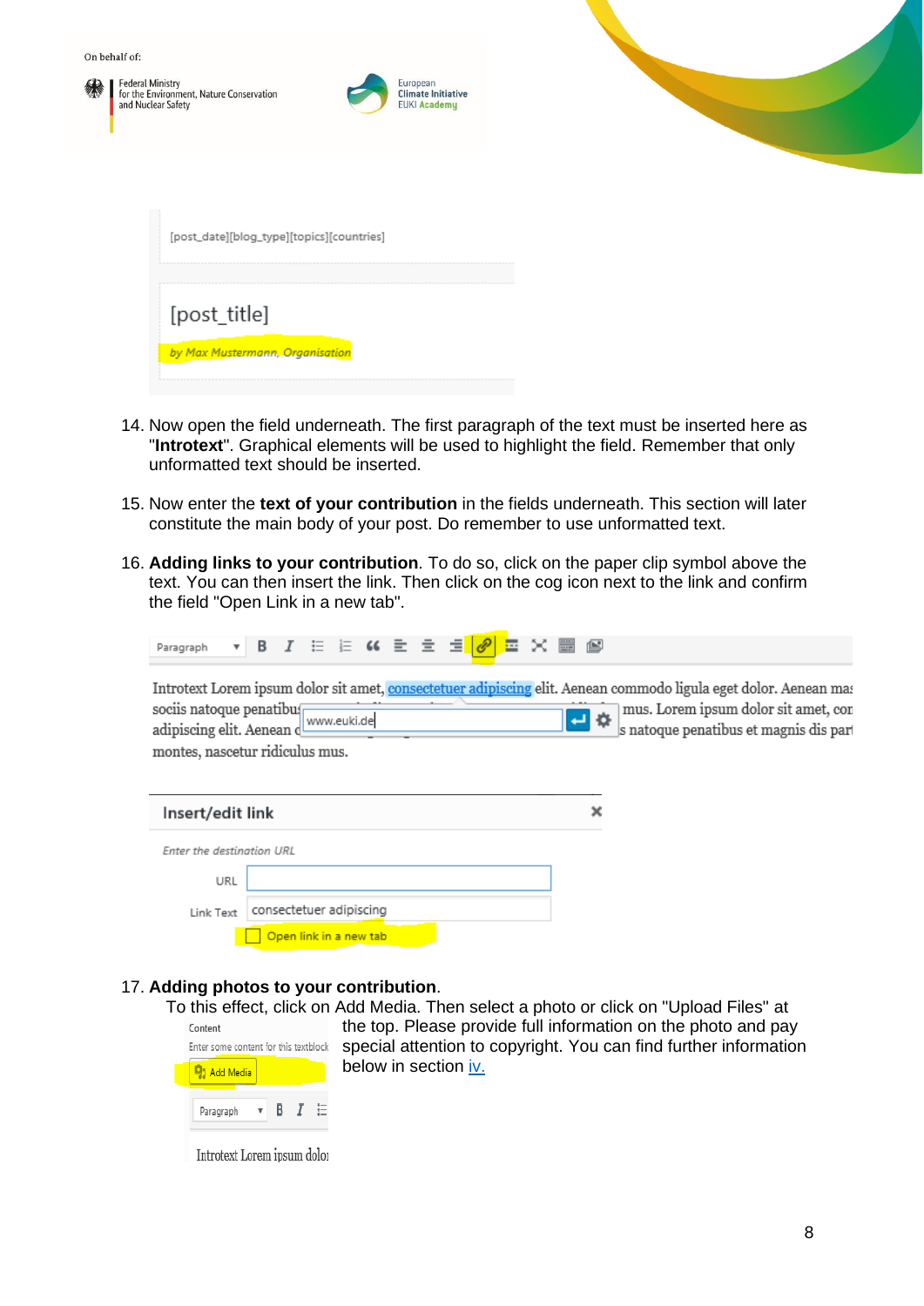14. Now open the field underneath. The first paragraph of the text must be inserted here as "**Introtext**". Graphical elements will be used to highlight the field. Remember that only unformatted text should be inserted.

15. Now enter the **text of your contribution** in the fields underneath. This section will later constitute the main body of your post. Do remember to use unformatted text.

16. **Adding links to your contribution**. To do so, click on the paper clip symbol above the text. You can then insert the link. Then click on the cog icon next to the link and confirm the field "Open Link in a new tab".

17. **Adding photos to your contribution**.
    To this effect, click on Add Media. Then select a photo or click on "Upload Files" at the top. Please provide full information on the photo and pay special attention to copyright. You can find further information below in section iv.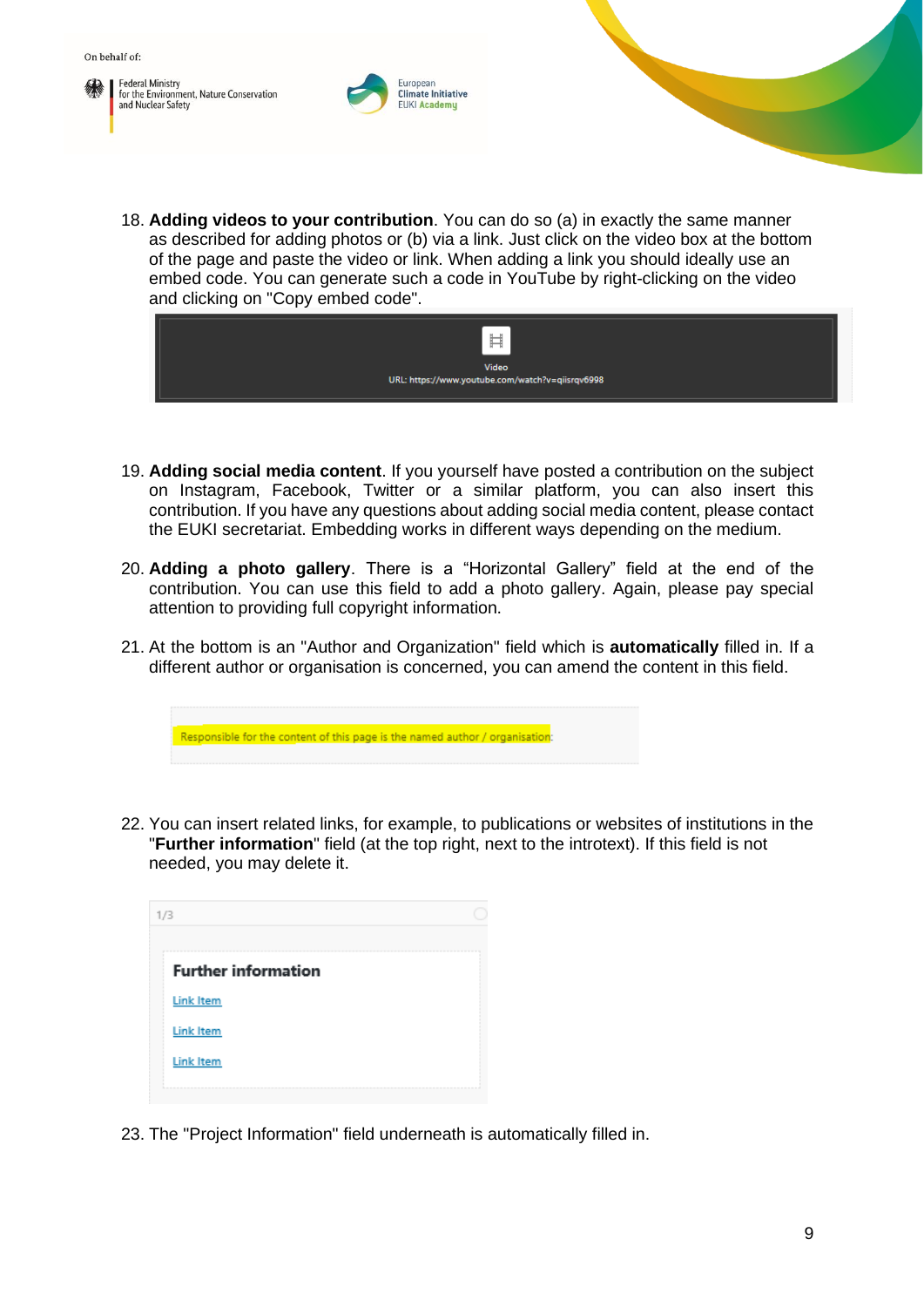18. **Adding videos to your contribution**. You can do so (a) in exactly the same manner as described for adding photos or (b) via a link. Just click on the video box at the bottom of the page and paste the video or link. When adding a link you should ideally use an embed code. You can generate such a code in YouTube by right-clicking on the video and clicking on "Copy embed code".

    Video
    URL: https://www.youtube.com/watch?v=qiisrqv6998

19. **Adding social media content**. If you yourself have posted a contribution on the subject on Instagram, Facebook, Twitter or a similar platform, you can also insert this contribution. If you have any questions about adding social media content, please contact the EUKI secretariat. Embedding works in different ways depending on the medium.

20. **Adding a photo gallery**. There is a "Horizontal Gallery" field at the end of the contribution. You can use this field to add a photo gallery. Again, please pay special attention to providing full copyright information.

21. At the bottom is an "Author and Organization" field which is **automatically** filled in. If a different author or organisation is concerned, you can amend the content in this field.

    Responsible for the content of this page is the named author / organisation:

22. You can insert related links, for example, to publications or websites of institutions in the "**Further information**" field (at the top right, next to the introtext). If this field is not needed, you may delete it.

    1/3

    **Further information**

    Link Item

    Link Item

    Link Item

23. The "Project Information" field underneath is automatically filled in.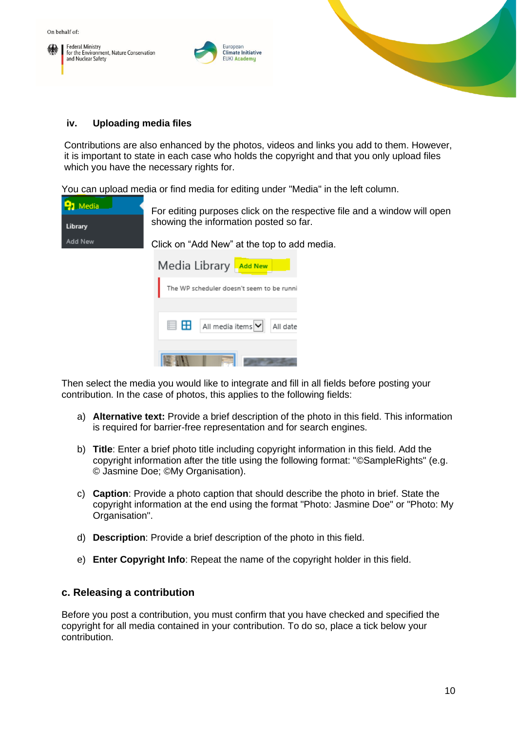### iv. Uploading media files

Contributions are also enhanced by the photos, videos and links you add to them. However, it is important to state in each case who holds the copyright and that you only upload files which you have the necessary rights for.

You can upload media or find media for editing under "Media" in the left column.

For editing purposes click on the respective file and a window will open showing the information posted so far.

Click on “Add New” at the top to add media.

Then select the media you would like to integrate and fill in all fields before posting your contribution. In the case of photos, this applies to the following fields:

a) **Alternative text:** Provide a brief description of the photo in this field. This information is required for barrier-free representation and for search engines.

b) **Title**: Enter a brief photo title including copyright information in this field. Add the copyright information after the title using the following format: "©SampleRights" (e.g. © Jasmine Doe; ©My Organisation).

c) **Caption**: Provide a photo caption that should describe the photo in brief. State the copyright information at the end using the format "Photo: Jasmine Doe" or "Photo: My Organisation".

d) **Description**: Provide a brief description of the photo in this field.

e) **Enter Copyright Info**: Repeat the name of the copyright holder in this field.

## c. Releasing a contribution

Before you post a contribution, you must confirm that you have checked and specified the copyright for all media contained in your contribution. To do so, place a tick below your contribution.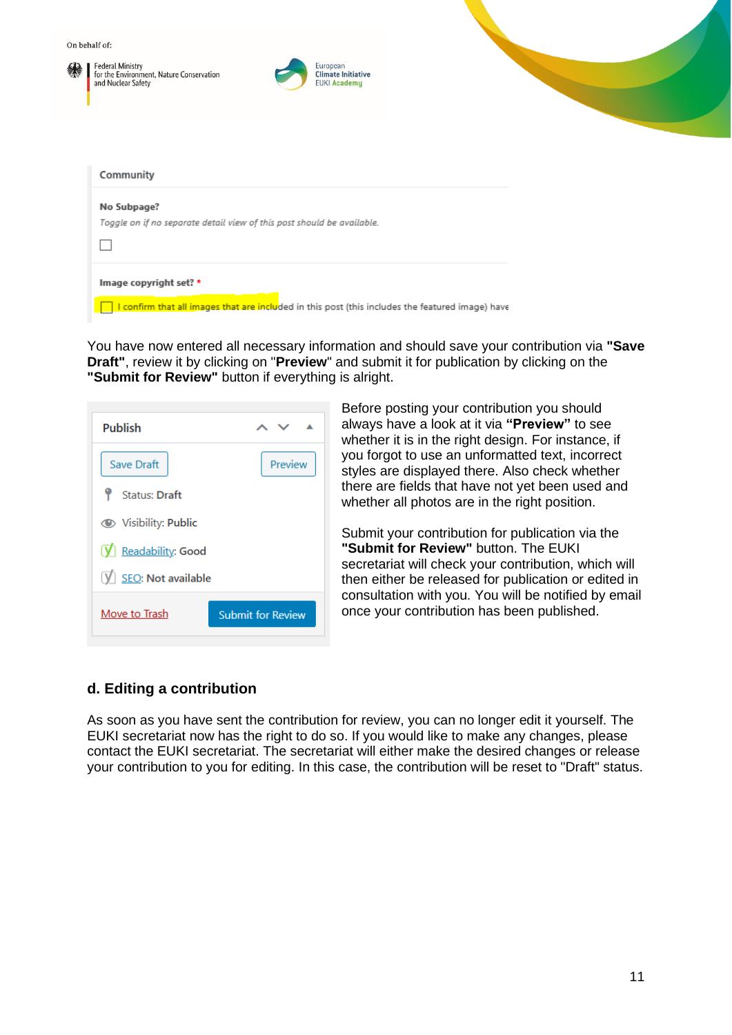Community

**No Subpage?**

*Toggle on if no separate detail view of this post should be available.*

☐

**Image copyright set? ***

☐ I confirm that all images that are included in this post (this includes the featured image) have

You have now entered all necessary information and should save your contribution via **"Save Draft"**, review it by clicking on "**Preview**" and submit it for publication by clicking on the **"Submit for Review"** button if everything is alright.

Publish

Save Draft | Preview

Status: Draft

Visibility: Public

Readability: Good

SEO: Not available

Move to Trash | Submit for Review

Before posting your contribution you should always have a look at it via **"Preview"** to see whether it is in the right design. For instance, if you forgot to use an unformatted text, incorrect styles are displayed there. Also check whether there are fields that have not yet been used and whether all photos are in the right position.

Submit your contribution for publication via the **"Submit for Review"** button. The EUKI secretariat will check your contribution, which will then either be released for publication or edited in consultation with you. You will be notified by email once your contribution has been published.

### d. Editing a contribution

As soon as you have sent the contribution for review, you can no longer edit it yourself. The EUKI secretariat now has the right to do so. If you would like to make any changes, please contact the EUKI secretariat. The secretariat will either make the desired changes or release your contribution to you for editing. In this case, the contribution will be reset to "Draft" status.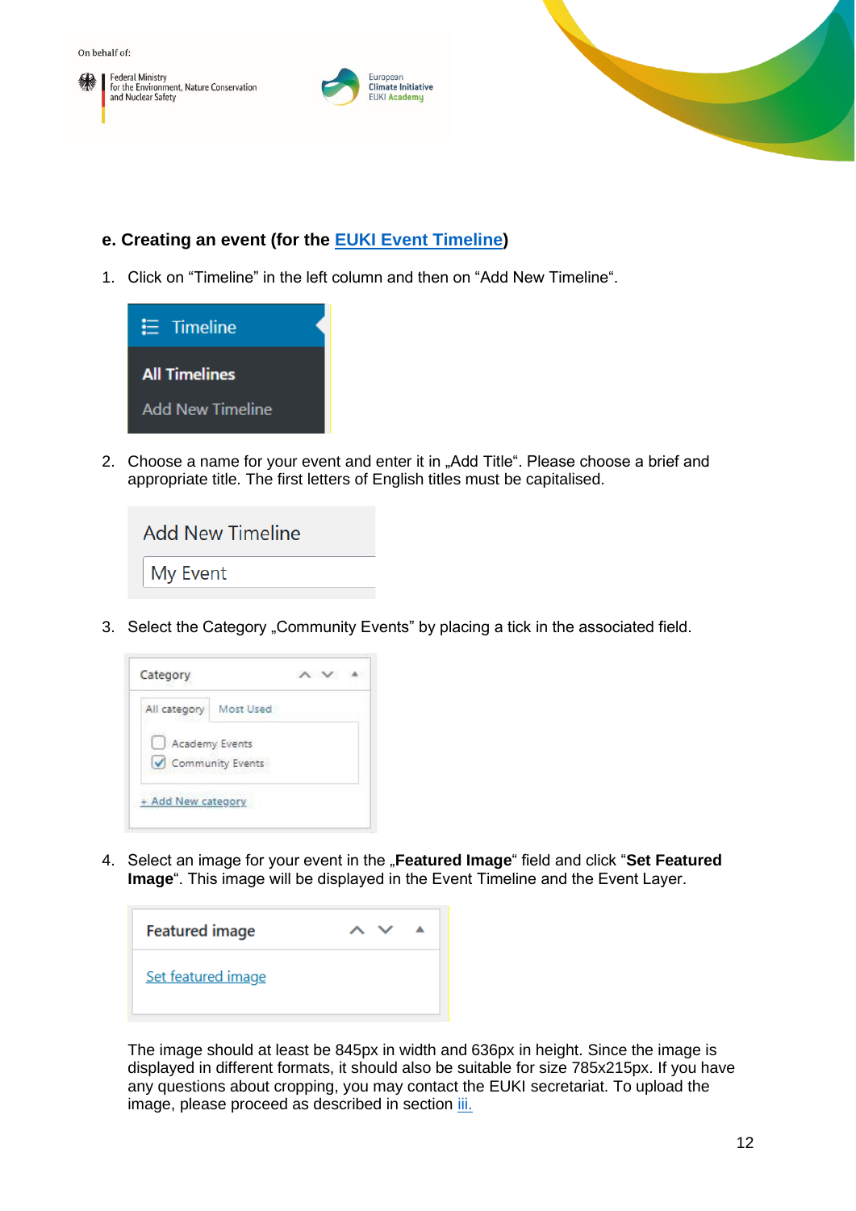### e. Creating an event (for the EUKI Event Timeline)

1. Click on "Timeline" in the left column and then on "Add New Timeline".

2. Choose a name for your event and enter it in „Add Title". Please choose a brief and appropriate title. The first letters of English titles must be capitalised.

3. Select the Category „Community Events" by placing a tick in the associated field.

4. Select an image for your event in the „**Featured Image**" field and click "**Set Featured Image**". This image will be displayed in the Event Timeline and the Event Layer.

   The image should at least be 845px in width and 636px in height. Since the image is displayed in different formats, it should also be suitable for size 785x215px. If you have any questions about cropping, you may contact the EUKI secretariat. To upload the image, please proceed as described in section iii.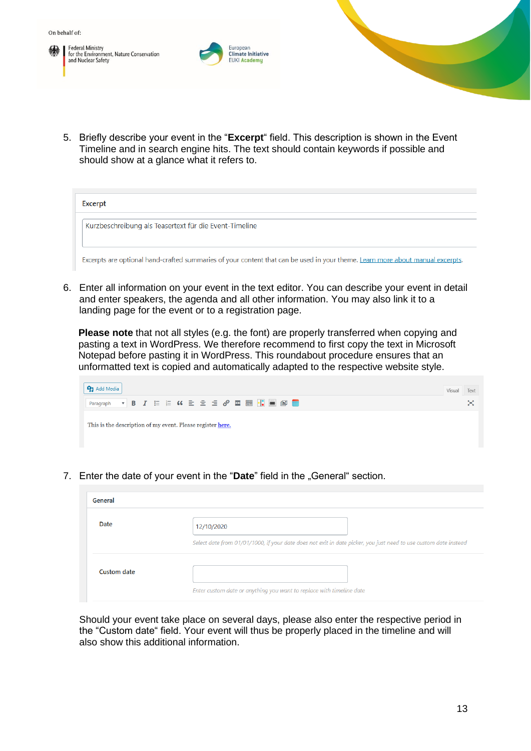5. Briefly describe your event in the "**Excerpt**" field. This description is shown in the Event Timeline and in search engine hits. The text should contain keywords if possible and should show at a glance what it refers to.

Excerpt

Kurzbeschreibung als Teasertext für die Event-Timeline

Excerpts are optional hand-crafted summaries of your content that can be used in your theme. Learn more about manual excerpts.

6. Enter all information on your event in the text editor. You can describe your event in detail and enter speakers, the agenda and all other information. You may also link it to a landing page for the event or to a registration page.

   **Please note** that not all styles (e.g. the font) are properly transferred when copying and pasting a text in WordPress. We therefore recommend to first copy the text in Microsoft Notepad before pasting it in WordPress. This roundabout procedure ensures that an unformatted text is copied and automatically adapted to the respective website style.

Add Media | Visual | Text

Paragraph

This is the description of my event. Please register here.

7. Enter the date of your event in the "**Date**" field in the „General" section.

General

| | |
|---|---|
| Date | 12/10/2020 |
| | Select date from 01/01/1000, if your date does not exit in date picker, you just need to use custom date instead |
| Custom date | |
| | Enter custom date or anything you want to replace with timeline date |

Should your event take place on several days, please also enter the respective period in the "Custom date" field. Your event will thus be properly placed in the timeline and will also show this additional information.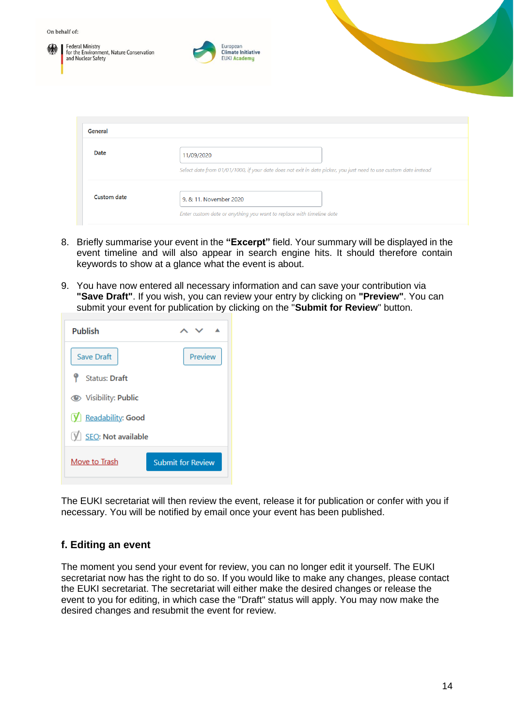General

Date

11/09/2020

Select date from 01/01/1000, if your date does not exit in date picker, you just need to use custom date instead

Custom date

9. & 11. November 2020

Enter custom date or anything you want to replace with timeline date

8. Briefly summarise your event in the **“Excerpt”** field. Your summary will be displayed in the event timeline and will also appear in search engine hits. It should therefore contain keywords to show at a glance what the event is about.

9. You have now entered all necessary information and can save your contribution via **"Save Draft"**. If you wish, you can review your entry by clicking on **"Preview"**. You can submit your event for publication by clicking on the "**Submit for Review**" button.

Publish

Save Draft | Preview

Status: Draft

Visibility: Public

Readability: Good

SEO: Not available

Move to Trash | Submit for Review

The EUKI secretariat will then review the event, release it for publication or confer with you if necessary. You will be notified by email once your event has been published.

## f. Editing an event

The moment you send your event for review, you can no longer edit it yourself. The EUKI secretariat now has the right to do so. If you would like to make any changes, please contact the EUKI secretariat. The secretariat will either make the desired changes or release the event to you for editing, in which case the "Draft" status will apply. You may now make the desired changes and resubmit the event for review.